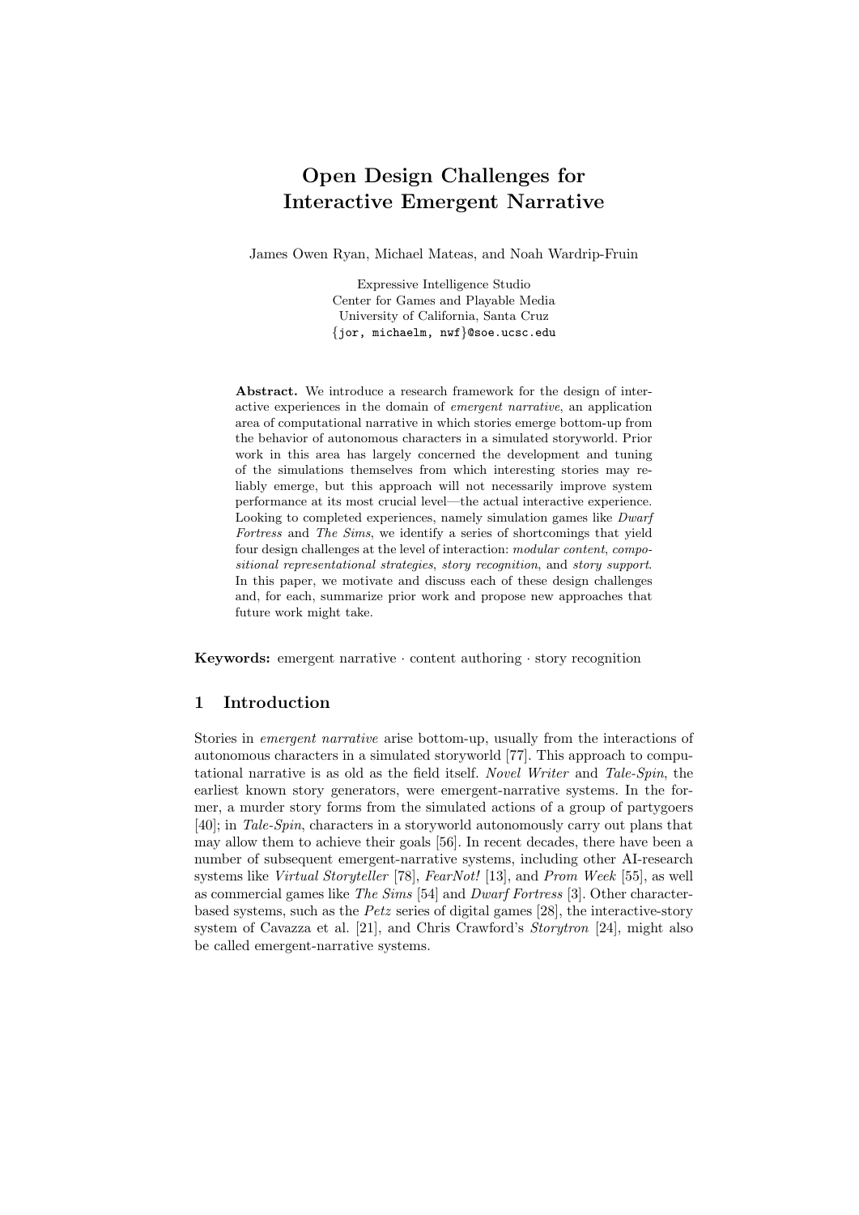# Open Design Challenges for Interactive Emergent Narrative

James Owen Ryan, Michael Mateas, and Noah Wardrip-Fruin

Expressive Intelligence Studio
Center for Games and Playable Media
University of California, Santa Cruz
{jor, michaelm, nwf}@soe.ucsc.edu

**Abstract.** We introduce a research framework for the design of interactive experiences in the domain of *emergent narrative*, an application area of computational narrative in which stories emerge bottom-up from the behavior of autonomous characters in a simulated storyworld. Prior work in this area has largely concerned the development and tuning of the simulations themselves from which interesting stories may reliably emerge, but this approach will not necessarily improve system performance at its most crucial level—the actual interactive experience. Looking to completed experiences, namely simulation games like *Dwarf Fortress* and *The Sims*, we identify a series of shortcomings that yield four design challenges at the level of interaction: *modular content*, *compositional representational strategies*, *story recognition*, and *story support*. In this paper, we motivate and discuss each of these design challenges and, for each, summarize prior work and propose new approaches that future work might take.

**Keywords:** emergent narrative · content authoring · story recognition

## 1 Introduction

Stories in *emergent narrative* arise bottom-up, usually from the interactions of autonomous characters in a simulated storyworld [77]. This approach to computational narrative is as old as the field itself. *Novel Writer* and *Tale-Spin*, the earliest known story generators, were emergent-narrative systems. In the former, a murder story forms from the simulated actions of a group of partygoers [40]; in *Tale-Spin*, characters in a storyworld autonomously carry out plans that may allow them to achieve their goals [56]. In recent decades, there have been a number of subsequent emergent-narrative systems, including other AI-research systems like *Virtual Storyteller* [78], *FearNot!* [13], and *Prom Week* [55], as well as commercial games like *The Sims* [54] and *Dwarf Fortress* [3]. Other character-based systems, such as the *Petz* series of digital games [28], the interactive-story system of Cavazza et al. [21], and Chris Crawford's *Storytron* [24], might also be called emergent-narrative systems.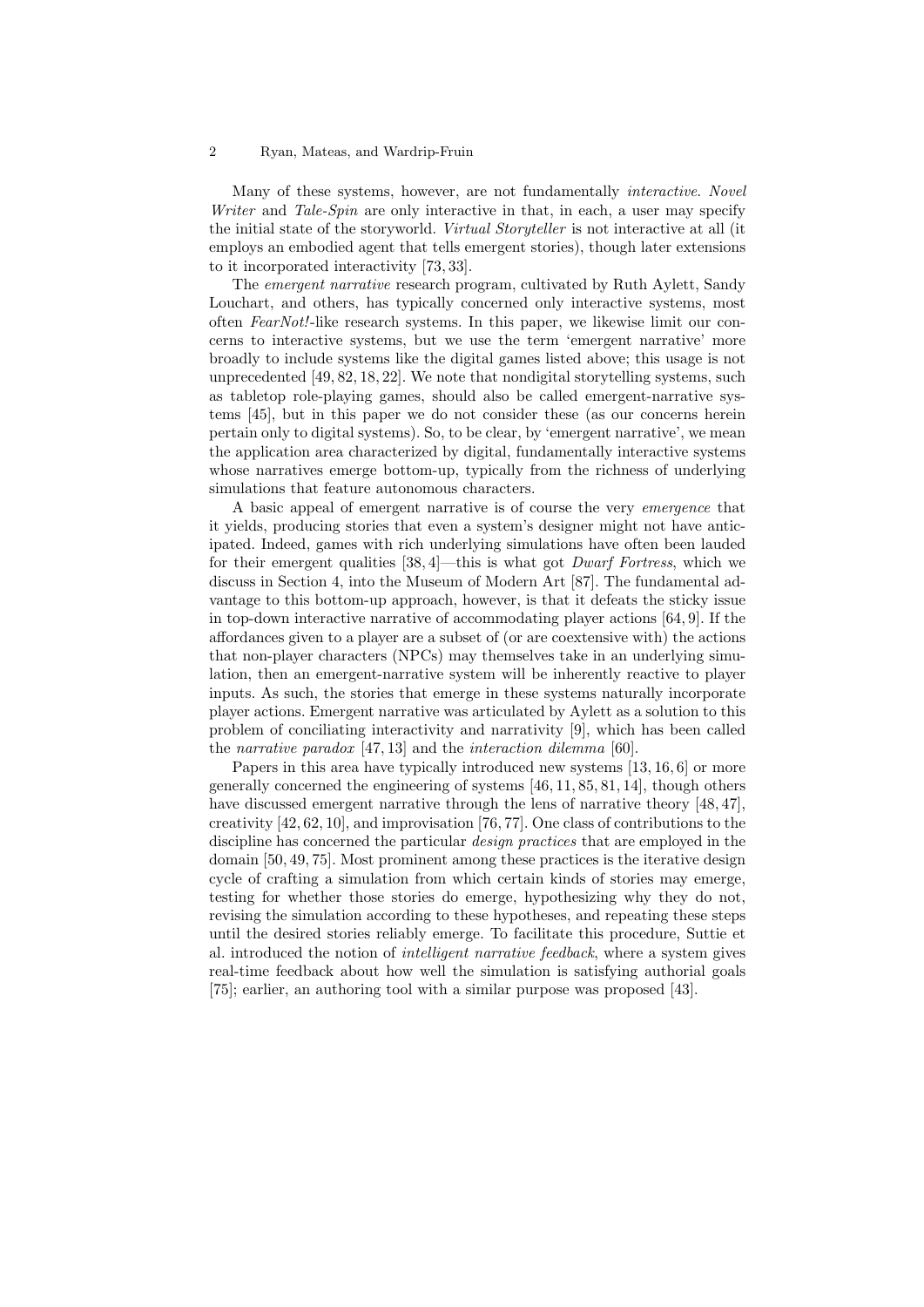Many of these systems, however, are not fundamentally *interactive*. *Novel Writer* and *Tale-Spin* are only interactive in that, in each, a user may specify the initial state of the storyworld. *Virtual Storyteller* is not interactive at all (it employs an embodied agent that tells emergent stories), though later extensions to it incorporated interactivity [73, 33].

The *emergent narrative* research program, cultivated by Ruth Aylett, Sandy Louchart, and others, has typically concerned only interactive systems, most often *FearNot!*-like research systems. In this paper, we likewise limit our concerns to interactive systems, but we use the term 'emergent narrative' more broadly to include systems like the digital games listed above; this usage is not unprecedented [49, 82, 18, 22]. We note that nondigital storytelling systems, such as tabletop role-playing games, should also be called emergent-narrative systems [45], but in this paper we do not consider these (as our concerns herein pertain only to digital systems). So, to be clear, by 'emergent narrative', we mean the application area characterized by digital, fundamentally interactive systems whose narratives emerge bottom-up, typically from the richness of underlying simulations that feature autonomous characters.

A basic appeal of emergent narrative is of course the very *emergence* that it yields, producing stories that even a system's designer might not have anticipated. Indeed, games with rich underlying simulations have often been lauded for their emergent qualities [38, 4]—this is what got *Dwarf Fortress*, which we discuss in Section 4, into the Museum of Modern Art [87]. The fundamental advantage to this bottom-up approach, however, is that it defeats the sticky issue in top-down interactive narrative of accommodating player actions [64, 9]. If the affordances given to a player are a subset of (or are coextensive with) the actions that non-player characters (NPCs) may themselves take in an underlying simulation, then an emergent-narrative system will be inherently reactive to player inputs. As such, the stories that emerge in these systems naturally incorporate player actions. Emergent narrative was articulated by Aylett as a solution to this problem of conciliating interactivity and narrativity [9], which has been called the *narrative paradox* [47, 13] and the *interaction dilemma* [60].

Papers in this area have typically introduced new systems [13, 16, 6] or more generally concerned the engineering of systems [46, 11, 85, 81, 14], though others have discussed emergent narrative through the lens of narrative theory [48, 47], creativity [42, 62, 10], and improvisation [76, 77]. One class of contributions to the discipline has concerned the particular *design practices* that are employed in the domain [50, 49, 75]. Most prominent among these practices is the iterative design cycle of crafting a simulation from which certain kinds of stories may emerge, testing for whether those stories do emerge, hypothesizing why they do not, revising the simulation according to these hypotheses, and repeating these steps until the desired stories reliably emerge. To facilitate this procedure, Suttie et al. introduced the notion of *intelligent narrative feedback*, where a system gives real-time feedback about how well the simulation is satisfying authorial goals [75]; earlier, an authoring tool with a similar purpose was proposed [43].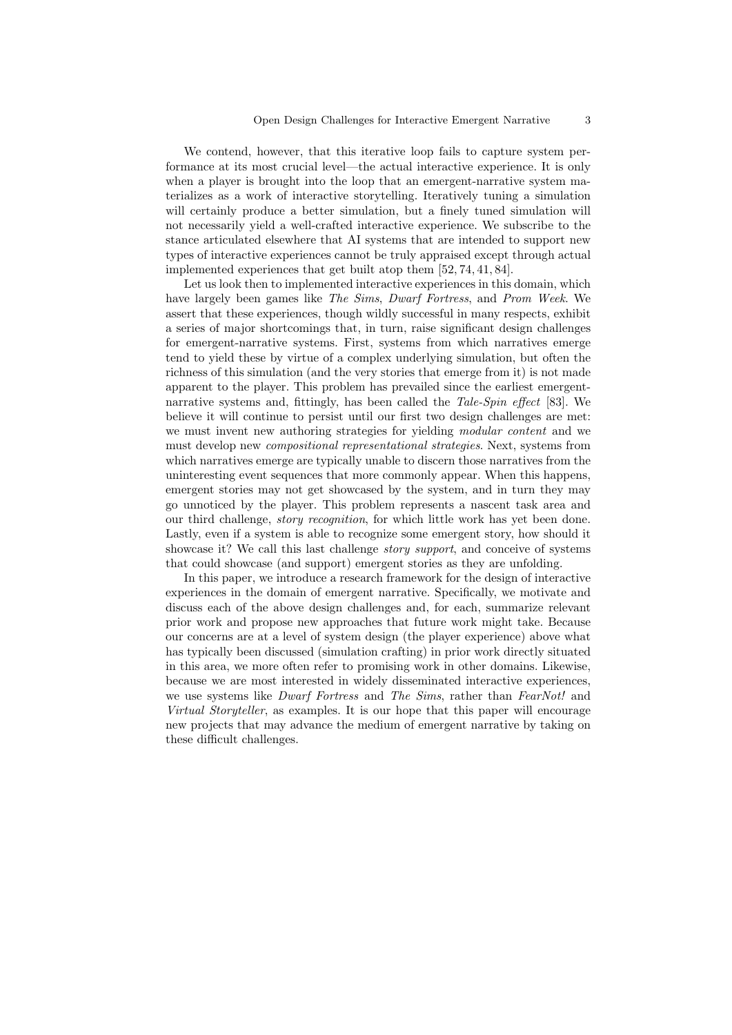We contend, however, that this iterative loop fails to capture system performance at its most crucial level—the actual interactive experience. It is only when a player is brought into the loop that an emergent-narrative system materializes as a work of interactive storytelling. Iteratively tuning a simulation will certainly produce a better simulation, but a finely tuned simulation will not necessarily yield a well-crafted interactive experience. We subscribe to the stance articulated elsewhere that AI systems that are intended to support new types of interactive experiences cannot be truly appraised except through actual implemented experiences that get built atop them [52, 74, 41, 84].

Let us look then to implemented interactive experiences in this domain, which have largely been games like *The Sims*, *Dwarf Fortress*, and *Prom Week*. We assert that these experiences, though wildly successful in many respects, exhibit a series of major shortcomings that, in turn, raise significant design challenges for emergent-narrative systems. First, systems from which narratives emerge tend to yield these by virtue of a complex underlying simulation, but often the richness of this simulation (and the very stories that emerge from it) is not made apparent to the player. This problem has prevailed since the earliest emergent-narrative systems and, fittingly, has been called the *Tale-Spin effect* [83]. We believe it will continue to persist until our first two design challenges are met: we must invent new authoring strategies for yielding *modular content* and we must develop new *compositional representational strategies*. Next, systems from which narratives emerge are typically unable to discern those narratives from the uninteresting event sequences that more commonly appear. When this happens, emergent stories may not get showcased by the system, and in turn they may go unnoticed by the player. This problem represents a nascent task area and our third challenge, *story recognition*, for which little work has yet been done. Lastly, even if a system is able to recognize some emergent story, how should it showcase it? We call this last challenge *story support*, and conceive of systems that could showcase (and support) emergent stories as they are unfolding.

In this paper, we introduce a research framework for the design of interactive experiences in the domain of emergent narrative. Specifically, we motivate and discuss each of the above design challenges and, for each, summarize relevant prior work and propose new approaches that future work might take. Because our concerns are at a level of system design (the player experience) above what has typically been discussed (simulation crafting) in prior work directly situated in this area, we more often refer to promising work in other domains. Likewise, because we are most interested in widely disseminated interactive experiences, we use systems like *Dwarf Fortress* and *The Sims*, rather than *FearNot!* and *Virtual Storyteller*, as examples. It is our hope that this paper will encourage new projects that may advance the medium of emergent narrative by taking on these difficult challenges.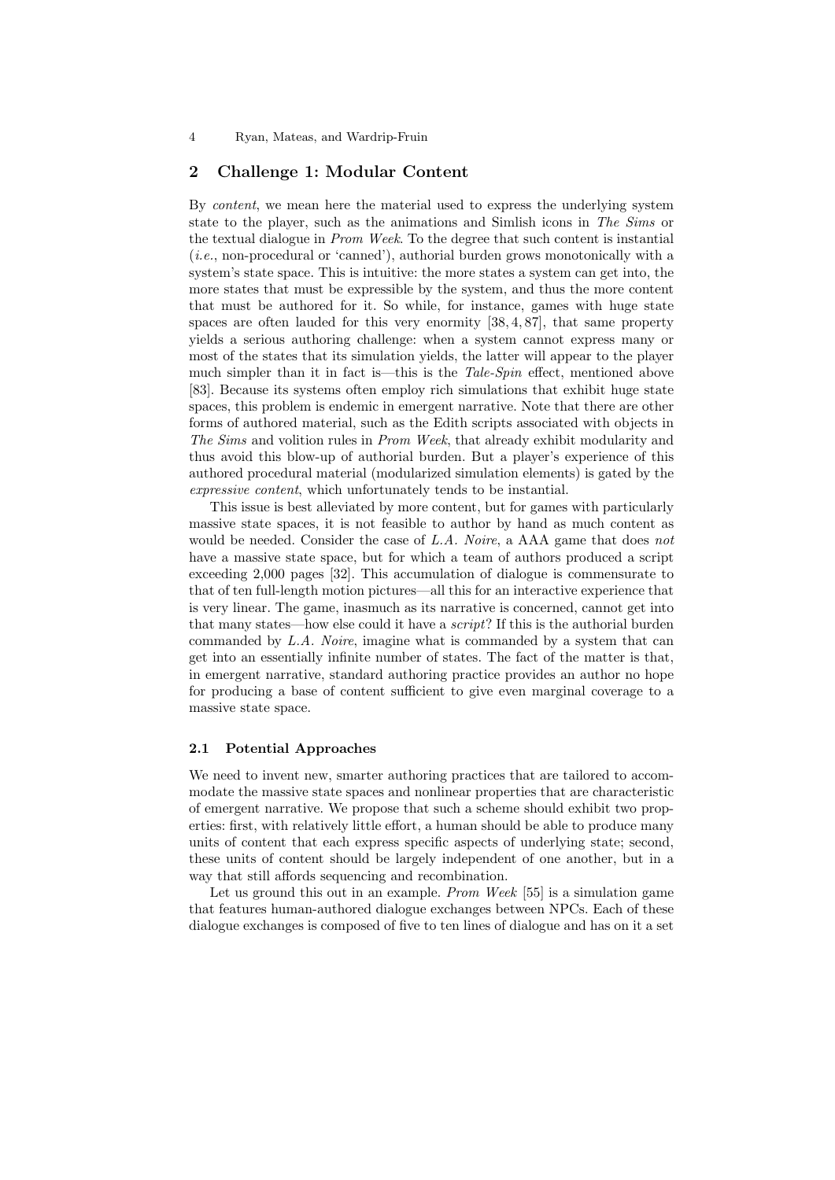## 2 Challenge 1: Modular Content

By *content*, we mean here the material used to express the underlying system state to the player, such as the animations and Simlish icons in *The Sims* or the textual dialogue in *Prom Week*. To the degree that such content is instantial (*i.e.*, non-procedural or 'canned'), authorial burden grows monotonically with a system's state space. This is intuitive: the more states a system can get into, the more states that must be expressible by the system, and thus the more content that must be authored for it. So while, for instance, games with huge state spaces are often lauded for this very enormity [38, 4, 87], that same property yields a serious authoring challenge: when a system cannot express many or most of the states that its simulation yields, the latter will appear to the player much simpler than it in fact is—this is the *Tale-Spin* effect, mentioned above [83]. Because its systems often employ rich simulations that exhibit huge state spaces, this problem is endemic in emergent narrative. Note that there are other forms of authored material, such as the Edith scripts associated with objects in *The Sims* and volition rules in *Prom Week*, that already exhibit modularity and thus avoid this blow-up of authorial burden. But a player's experience of this authored procedural material (modularized simulation elements) is gated by the *expressive content*, which unfortunately tends to be instantial.

This issue is best alleviated by more content, but for games with particularly massive state spaces, it is not feasible to author by hand as much content as would be needed. Consider the case of *L.A. Noire*, a AAA game that does *not* have a massive state space, but for which a team of authors produced a script exceeding 2,000 pages [32]. This accumulation of dialogue is commensurate to that of ten full-length motion pictures—all this for an interactive experience that is very linear. The game, inasmuch as its narrative is concerned, cannot get into that many states—how else could it have a *script*? If this is the authorial burden commanded by *L.A. Noire*, imagine what is commanded by a system that can get into an essentially infinite number of states. The fact of the matter is that, in emergent narrative, standard authoring practice provides an author no hope for producing a base of content sufficient to give even marginal coverage to a massive state space.

### 2.1 Potential Approaches

We need to invent new, smarter authoring practices that are tailored to accommodate the massive state spaces and nonlinear properties that are characteristic of emergent narrative. We propose that such a scheme should exhibit two properties: first, with relatively little effort, a human should be able to produce many units of content that each express specific aspects of underlying state; second, these units of content should be largely independent of one another, but in a way that still affords sequencing and recombination.

Let us ground this out in an example. *Prom Week* [55] is a simulation game that features human-authored dialogue exchanges between NPCs. Each of these dialogue exchanges is composed of five to ten lines of dialogue and has on it a set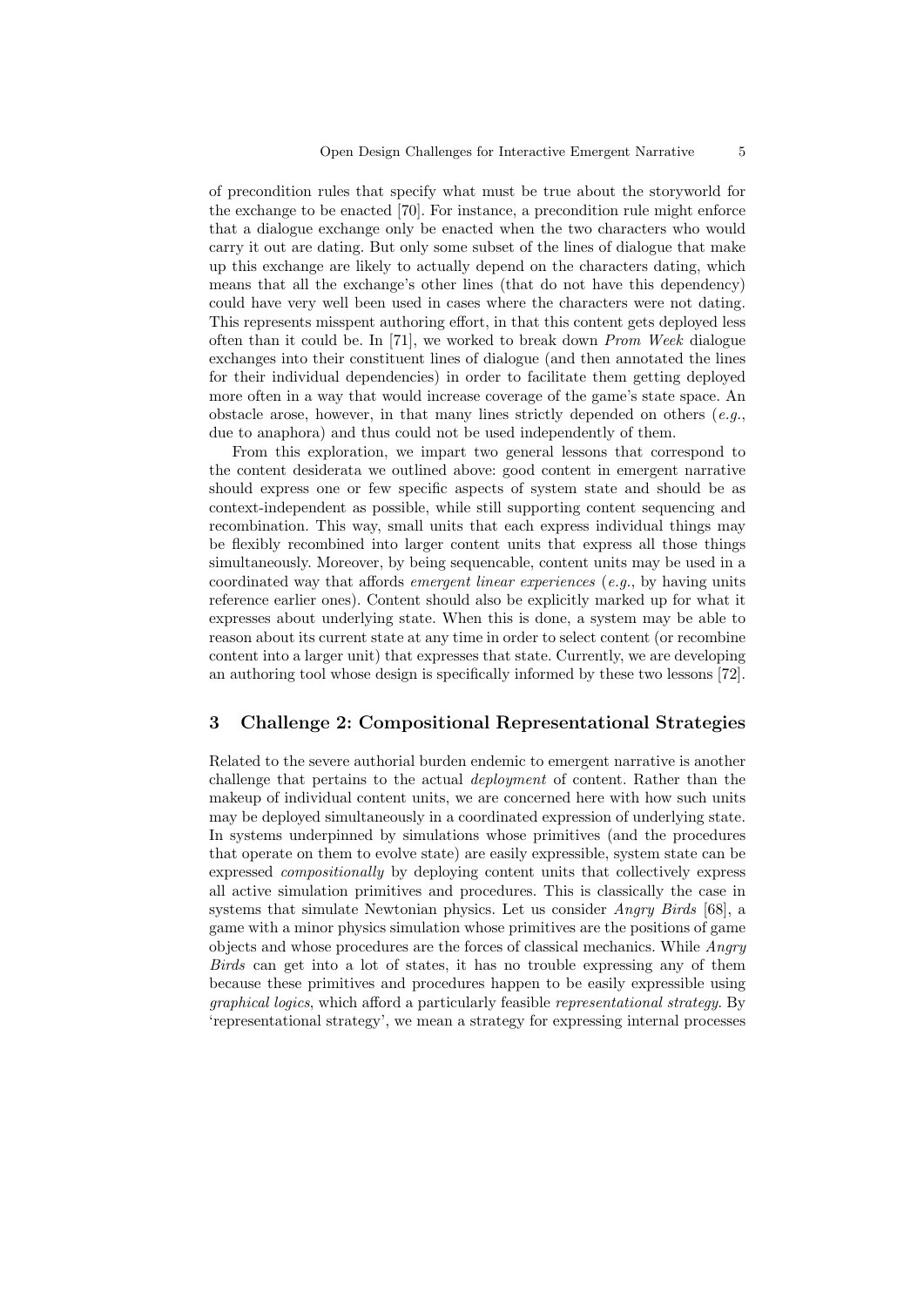of precondition rules that specify what must be true about the storyworld for the exchange to be enacted [70]. For instance, a precondition rule might enforce that a dialogue exchange only be enacted when the two characters who would carry it out are dating. But only some subset of the lines of dialogue that make up this exchange are likely to actually depend on the characters dating, which means that all the exchange's other lines (that do not have this dependency) could have very well been used in cases where the characters were not dating. This represents misspent authoring effort, in that this content gets deployed less often than it could be. In [71], we worked to break down *Prom Week* dialogue exchanges into their constituent lines of dialogue (and then annotated the lines for their individual dependencies) in order to facilitate them getting deployed more often in a way that would increase coverage of the game's state space. An obstacle arose, however, in that many lines strictly depended on others (*e.g.*, due to anaphora) and thus could not be used independently of them.

From this exploration, we impart two general lessons that correspond to the content desiderata we outlined above: good content in emergent narrative should express one or few specific aspects of system state and should be as context-independent as possible, while still supporting content sequencing and recombination. This way, small units that each express individual things may be flexibly recombined into larger content units that express all those things simultaneously. Moreover, by being sequencable, content units may be used in a coordinated way that affords *emergent linear experiences* (*e.g.*, by having units reference earlier ones). Content should also be explicitly marked up for what it expresses about underlying state. When this is done, a system may be able to reason about its current state at any time in order to select content (or recombine content into a larger unit) that expresses that state. Currently, we are developing an authoring tool whose design is specifically informed by these two lessons [72].

## 3 Challenge 2: Compositional Representational Strategies

Related to the severe authorial burden endemic to emergent narrative is another challenge that pertains to the actual *deployment* of content. Rather than the makeup of individual content units, we are concerned here with how such units may be deployed simultaneously in a coordinated expression of underlying state. In systems underpinned by simulations whose primitives (and the procedures that operate on them to evolve state) are easily expressible, system state can be expressed *compositionally* by deploying content units that collectively express all active simulation primitives and procedures. This is classically the case in systems that simulate Newtonian physics. Let us consider *Angry Birds* [68], a game with a minor physics simulation whose primitives are the positions of game objects and whose procedures are the forces of classical mechanics. While *Angry Birds* can get into a lot of states, it has no trouble expressing any of them because these primitives and procedures happen to be easily expressible using *graphical logics*, which afford a particularly feasible *representational strategy*. By 'representational strategy', we mean a strategy for expressing internal processes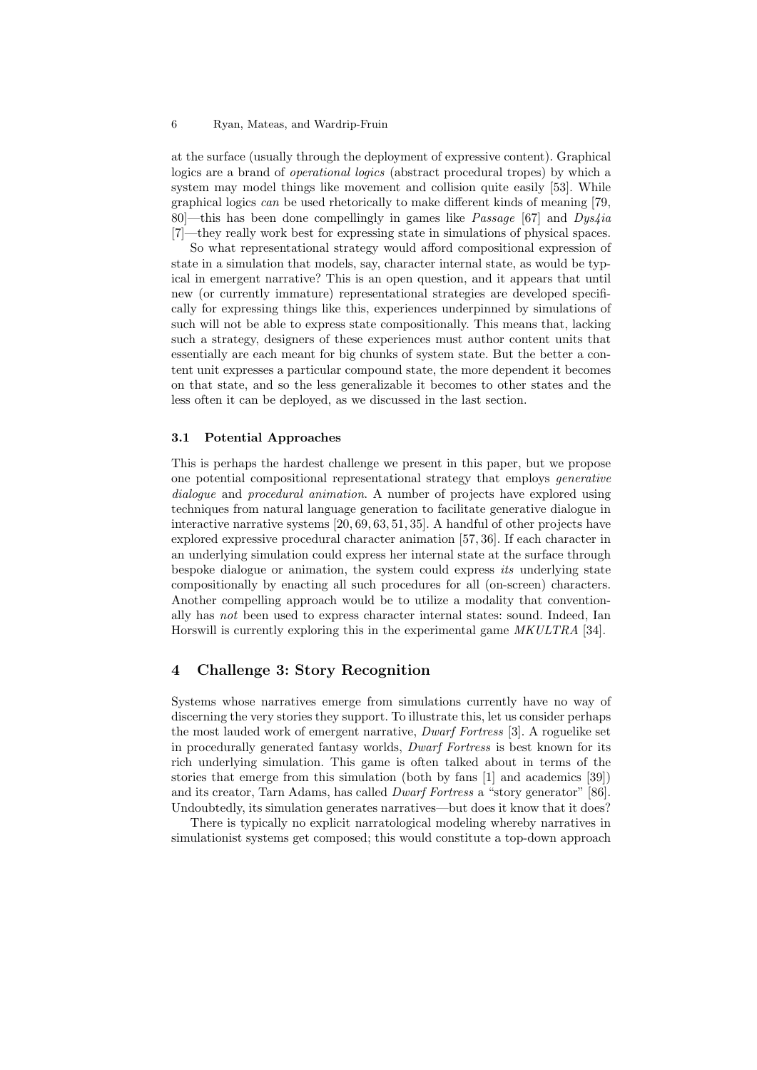at the surface (usually through the deployment of expressive content). Graphical logics are a brand of *operational logics* (abstract procedural tropes) by which a system may model things like movement and collision quite easily [53]. While graphical logics *can* be used rhetorically to make different kinds of meaning [79, 80]—this has been done compellingly in games like *Passage* [67] and *Dys4ia* [7]—they really work best for expressing state in simulations of physical spaces.

So what representational strategy would afford compositional expression of state in a simulation that models, say, character internal state, as would be typical in emergent narrative? This is an open question, and it appears that until new (or currently immature) representational strategies are developed specifically for expressing things like this, experiences underpinned by simulations of such will not be able to express state compositionally. This means that, lacking such a strategy, designers of these experiences must author content units that essentially are each meant for big chunks of system state. But the better a content unit expresses a particular compound state, the more dependent it becomes on that state, and so the less generalizable it becomes to other states and the less often it can be deployed, as we discussed in the last section.

### 3.1 Potential Approaches

This is perhaps the hardest challenge we present in this paper, but we propose one potential compositional representational strategy that employs *generative dialogue* and *procedural animation*. A number of projects have explored using techniques from natural language generation to facilitate generative dialogue in interactive narrative systems [20, 69, 63, 51, 35]. A handful of other projects have explored expressive procedural character animation [57, 36]. If each character in an underlying simulation could express her internal state at the surface through bespoke dialogue or animation, the system could express *its* underlying state compositionally by enacting all such procedures for all (on-screen) characters. Another compelling approach would be to utilize a modality that conventionally has *not* been used to express character internal states: sound. Indeed, Ian Horswill is currently exploring this in the experimental game *MKULTRA* [34].

## 4 Challenge 3: Story Recognition

Systems whose narratives emerge from simulations currently have no way of discerning the very stories they support. To illustrate this, let us consider perhaps the most lauded work of emergent narrative, *Dwarf Fortress* [3]. A roguelike set in procedurally generated fantasy worlds, *Dwarf Fortress* is best known for its rich underlying simulation. This game is often talked about in terms of the stories that emerge from this simulation (both by fans [1] and academics [39]) and its creator, Tarn Adams, has called *Dwarf Fortress* a "story generator" [86]. Undoubtedly, its simulation generates narratives—but does it know that it does?

There is typically no explicit narratological modeling whereby narratives in simulationist systems get composed; this would constitute a top-down approach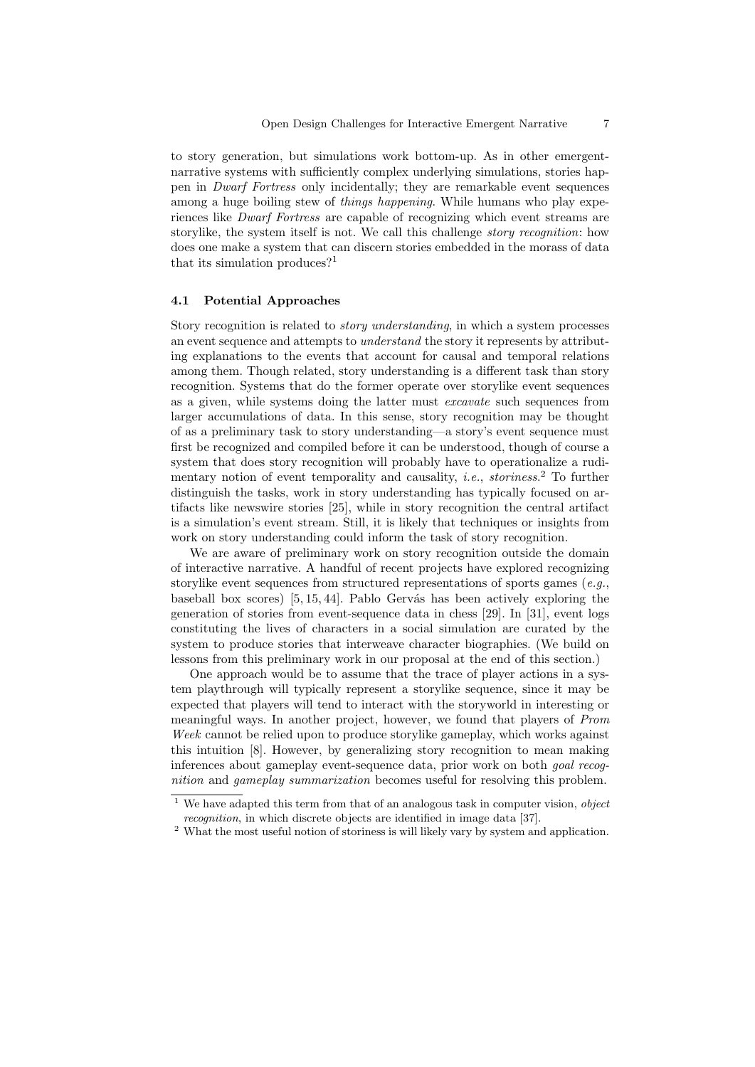to story generation, but simulations work bottom-up. As in other emergent-narrative systems with sufficiently complex underlying simulations, stories happen in *Dwarf Fortress* only incidentally; they are remarkable event sequences among a huge boiling stew of *things happening*. While humans who play experiences like *Dwarf Fortress* are capable of recognizing which event streams are storylike, the system itself is not. We call this challenge *story recognition*: how does one make a system that can discern stories embedded in the morass of data that its simulation produces?[1]

### 4.1 Potential Approaches

Story recognition is related to *story understanding*, in which a system processes an event sequence and attempts to *understand* the story it represents by attributing explanations to the events that account for causal and temporal relations among them. Though related, story understanding is a different task than story recognition. Systems that do the former operate over storylike event sequences as a given, while systems doing the latter must *excavate* such sequences from larger accumulations of data. In this sense, story recognition may be thought of as a preliminary task to story understanding—a story's event sequence must first be recognized and compiled before it can be understood, though of course a system that does story recognition will probably have to operationalize a rudimentary notion of event temporality and causality, *i.e.*, *storiness*.[2] To further distinguish the tasks, work in story understanding has typically focused on artifacts like newswire stories [25], while in story recognition the central artifact is a simulation's event stream. Still, it is likely that techniques or insights from work on story understanding could inform the task of story recognition.

We are aware of preliminary work on story recognition outside the domain of interactive narrative. A handful of recent projects have explored recognizing storylike event sequences from structured representations of sports games (*e.g.*, baseball box scores) [5, 15, 44]. Pablo Gervás has been actively exploring the generation of stories from event-sequence data in chess [29]. In [31], event logs constituting the lives of characters in a social simulation are curated by the system to produce stories that interweave character biographies. (We build on lessons from this preliminary work in our proposal at the end of this section.)

One approach would be to assume that the trace of player actions in a system playthrough will typically represent a storylike sequence, since it may be expected that players will tend to interact with the storyworld in interesting or meaningful ways. In another project, however, we found that players of *Prom Week* cannot be relied upon to produce storylike gameplay, which works against this intuition [8]. However, by generalizing story recognition to mean making inferences about gameplay event-sequence data, prior work on both *goal recognition* and *gameplay summarization* becomes useful for resolving this problem.

---

[1] We have adapted this term from that of an analogous task in computer vision, *object recognition*, in which discrete objects are identified in image data [37].

[2] What the most useful notion of storiness is will likely vary by system and application.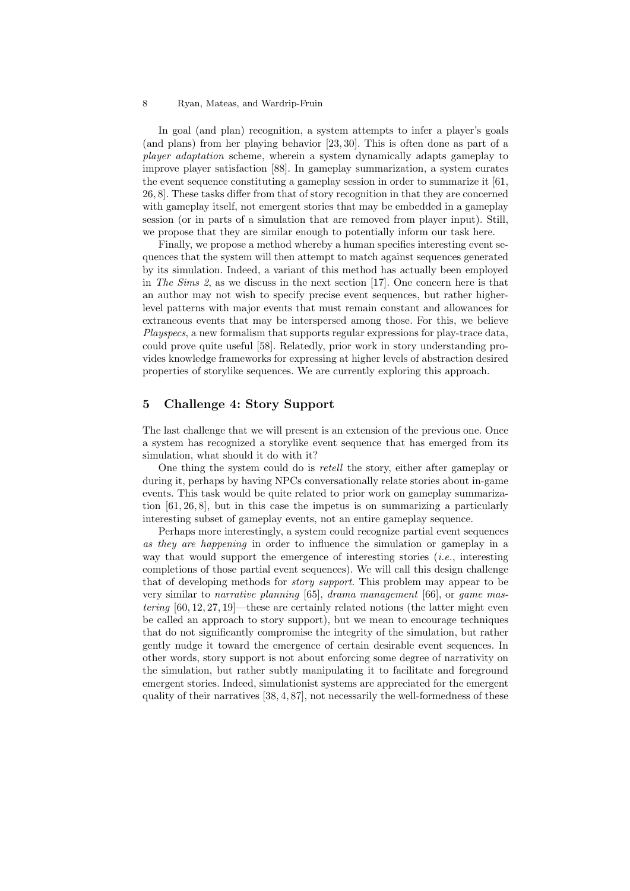In goal (and plan) recognition, a system attempts to infer a player's goals (and plans) from her playing behavior [23, 30]. This is often done as part of a *player adaptation* scheme, wherein a system dynamically adapts gameplay to improve player satisfaction [88]. In gameplay summarization, a system curates the event sequence constituting a gameplay session in order to summarize it [61, 26, 8]. These tasks differ from that of story recognition in that they are concerned with gameplay itself, not emergent stories that may be embedded in a gameplay session (or in parts of a simulation that are removed from player input). Still, we propose that they are similar enough to potentially inform our task here.

Finally, we propose a method whereby a human specifies interesting event sequences that the system will then attempt to match against sequences generated by its simulation. Indeed, a variant of this method has actually been employed in *The Sims 2*, as we discuss in the next section [17]. One concern here is that an author may not wish to specify precise event sequences, but rather higher-level patterns with major events that must remain constant and allowances for extraneous events that may be interspersed among those. For this, we believe *Playspecs*, a new formalism that supports regular expressions for play-trace data, could prove quite useful [58]. Relatedly, prior work in story understanding provides knowledge frameworks for expressing at higher levels of abstraction desired properties of storylike sequences. We are currently exploring this approach.

## 5 Challenge 4: Story Support

The last challenge that we will present is an extension of the previous one. Once a system has recognized a storylike event sequence that has emerged from its simulation, what should it do with it?

One thing the system could do is *retell* the story, either after gameplay or during it, perhaps by having NPCs conversationally relate stories about in-game events. This task would be quite related to prior work on gameplay summarization [61, 26, 8], but in this case the impetus is on summarizing a particularly interesting subset of gameplay events, not an entire gameplay sequence.

Perhaps more interestingly, a system could recognize partial event sequences *as they are happening* in order to influence the simulation or gameplay in a way that would support the emergence of interesting stories (*i.e.*, interesting completions of those partial event sequences). We will call this design challenge that of developing methods for *story support*. This problem may appear to be very similar to *narrative planning* [65], *drama management* [66], or *game mastering* [60, 12, 27, 19]—these are certainly related notions (the latter might even be called an approach to story support), but we mean to encourage techniques that do not significantly compromise the integrity of the simulation, but rather gently nudge it toward the emergence of certain desirable event sequences. In other words, story support is not about enforcing some degree of narrativity on the simulation, but rather subtly manipulating it to facilitate and foreground emergent stories. Indeed, simulationist systems are appreciated for the emergent quality of their narratives [38, 4, 87], not necessarily the well-formedness of these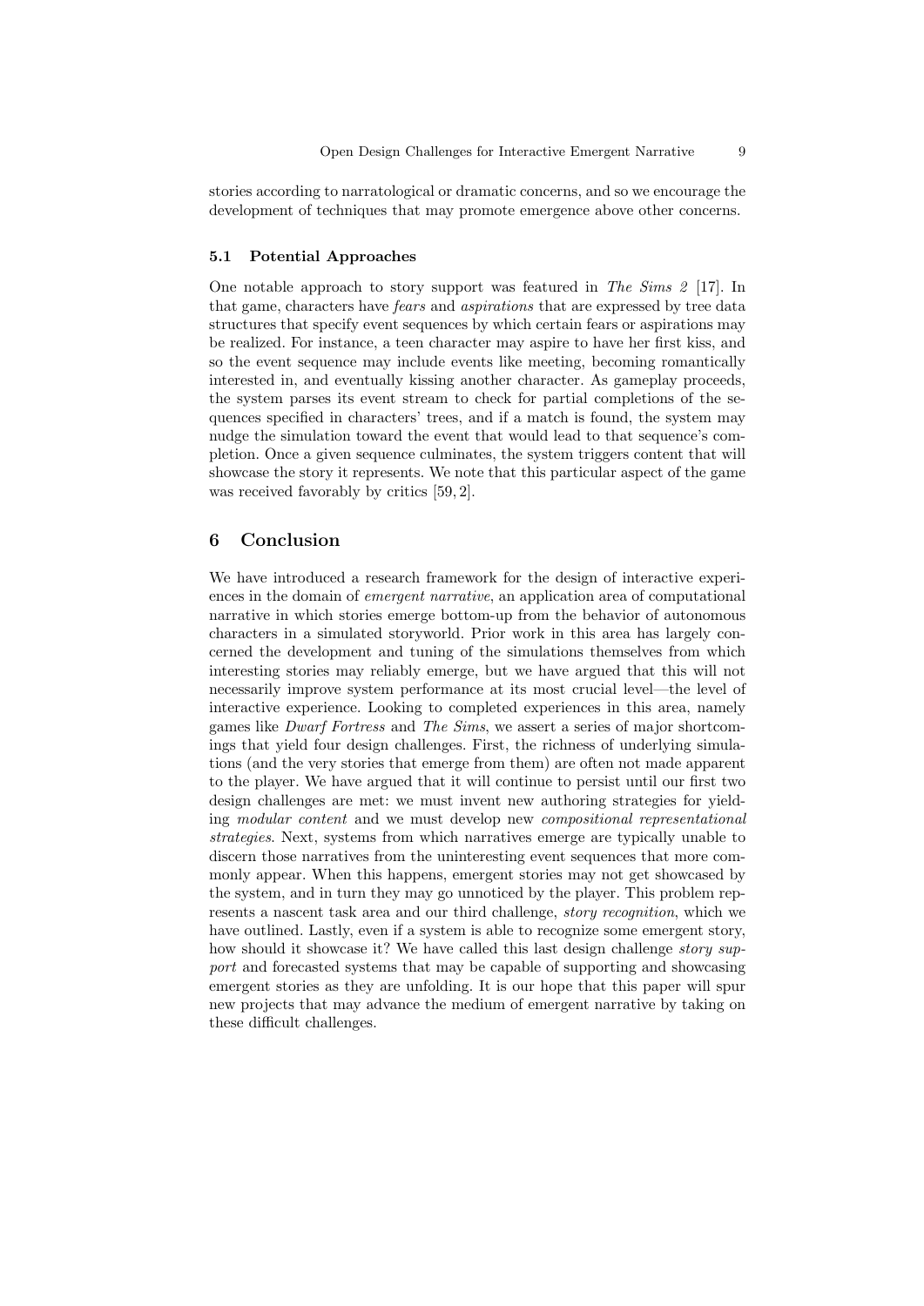stories according to narratological or dramatic concerns, and so we encourage the development of techniques that may promote emergence above other concerns.

### 5.1 Potential Approaches

One notable approach to story support was featured in *The Sims 2* [17]. In that game, characters have *fears* and *aspirations* that are expressed by tree data structures that specify event sequences by which certain fears or aspirations may be realized. For instance, a teen character may aspire to have her first kiss, and so the event sequence may include events like meeting, becoming romantically interested in, and eventually kissing another character. As gameplay proceeds, the system parses its event stream to check for partial completions of the sequences specified in characters' trees, and if a match is found, the system may nudge the simulation toward the event that would lead to that sequence's completion. Once a given sequence culminates, the system triggers content that will showcase the story it represents. We note that this particular aspect of the game was received favorably by critics [59, 2].

## 6 Conclusion

We have introduced a research framework for the design of interactive experiences in the domain of *emergent narrative*, an application area of computational narrative in which stories emerge bottom-up from the behavior of autonomous characters in a simulated storyworld. Prior work in this area has largely concerned the development and tuning of the simulations themselves from which interesting stories may reliably emerge, but we have argued that this will not necessarily improve system performance at its most crucial level—the level of interactive experience. Looking to completed experiences in this area, namely games like *Dwarf Fortress* and *The Sims*, we assert a series of major shortcomings that yield four design challenges. First, the richness of underlying simulations (and the very stories that emerge from them) are often not made apparent to the player. We have argued that it will continue to persist until our first two design challenges are met: we must invent new authoring strategies for yielding *modular content* and we must develop new *compositional representational strategies*. Next, systems from which narratives emerge are typically unable to discern those narratives from the uninteresting event sequences that more commonly appear. When this happens, emergent stories may not get showcased by the system, and in turn they may go unnoticed by the player. This problem represents a nascent task area and our third challenge, *story recognition*, which we have outlined. Lastly, even if a system is able to recognize some emergent story, how should it showcase it? We have called this last design challenge *story support* and forecasted systems that may be capable of supporting and showcasing emergent stories as they are unfolding. It is our hope that this paper will spur new projects that may advance the medium of emergent narrative by taking on these difficult challenges.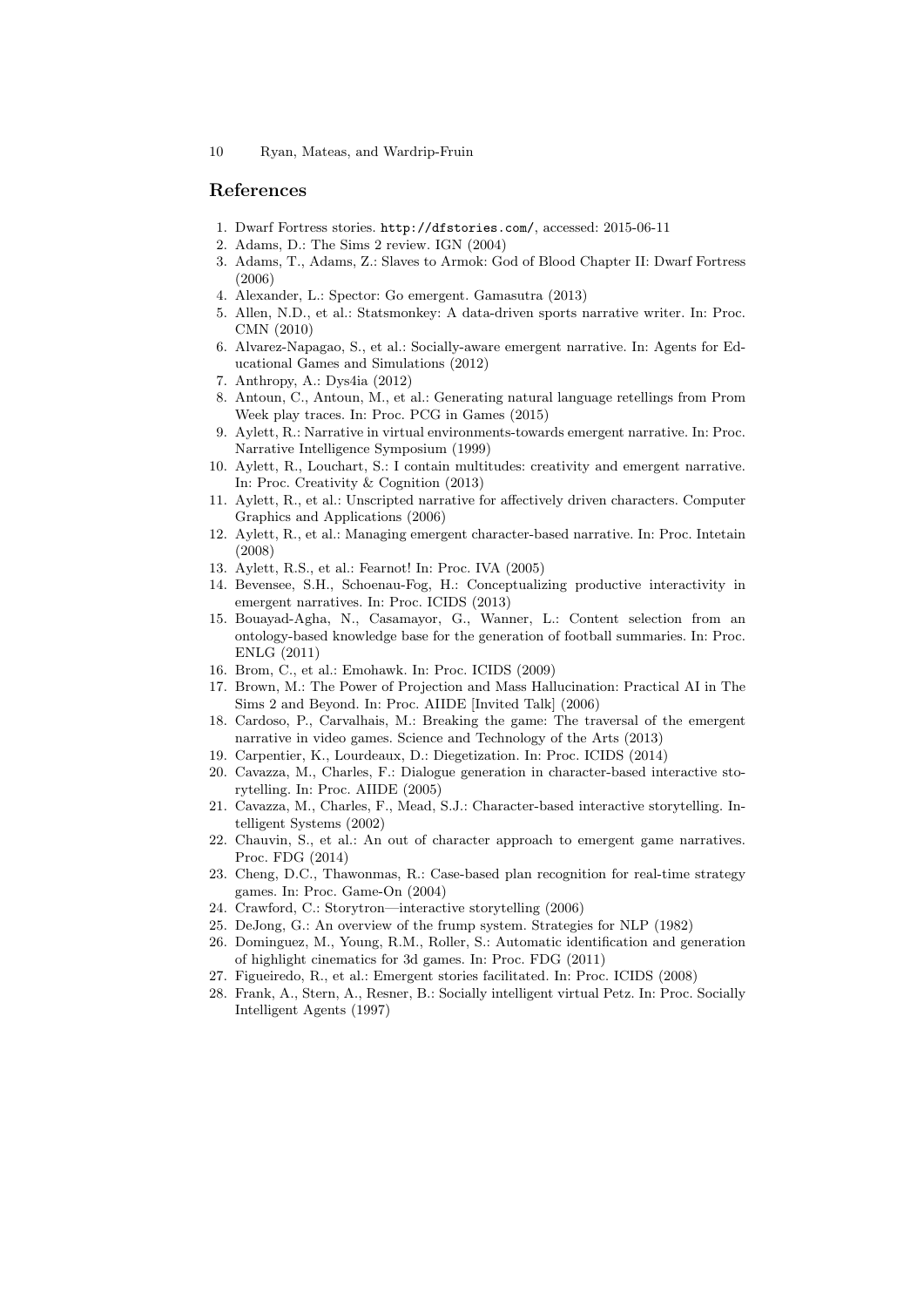## References

1. Dwarf Fortress stories. http://dfstories.com/, accessed: 2015-06-11
2. Adams, D.: The Sims 2 review. IGN (2004)
3. Adams, T., Adams, Z.: Slaves to Armok: God of Blood Chapter II: Dwarf Fortress (2006)
4. Alexander, L.: Spector: Go emergent. Gamasutra (2013)
5. Allen, N.D., et al.: Statsmonkey: A data-driven sports narrative writer. In: Proc. CMN (2010)
6. Alvarez-Napagao, S., et al.: Socially-aware emergent narrative. In: Agents for Educational Games and Simulations (2012)
7. Anthropy, A.: Dys4ia (2012)
8. Antoun, C., Antoun, M., et al.: Generating natural language retellings from Prom Week play traces. In: Proc. PCG in Games (2015)
9. Aylett, R.: Narrative in virtual environments-towards emergent narrative. In: Proc. Narrative Intelligence Symposium (1999)
10. Aylett, R., Louchart, S.: I contain multitudes: creativity and emergent narrative. In: Proc. Creativity & Cognition (2013)
11. Aylett, R., et al.: Unscripted narrative for affectively driven characters. Computer Graphics and Applications (2006)
12. Aylett, R., et al.: Managing emergent character-based narrative. In: Proc. Intetain (2008)
13. Aylett, R.S., et al.: Fearnot! In: Proc. IVA (2005)
14. Bevensee, S.H., Schoenau-Fog, H.: Conceptualizing productive interactivity in emergent narratives. In: Proc. ICIDS (2013)
15. Bouayad-Agha, N., Casamayor, G., Wanner, L.: Content selection from an ontology-based knowledge base for the generation of football summaries. In: Proc. ENLG (2011)
16. Brom, C., et al.: Emohawk. In: Proc. ICIDS (2009)
17. Brown, M.: The Power of Projection and Mass Hallucination: Practical AI in The Sims 2 and Beyond. In: Proc. AIIDE [Invited Talk] (2006)
18. Cardoso, P., Carvalhais, M.: Breaking the game: The traversal of the emergent narrative in video games. Science and Technology of the Arts (2013)
19. Carpentier, K., Lourdeaux, D.: Diegetization. In: Proc. ICIDS (2014)
20. Cavazza, M., Charles, F.: Dialogue generation in character-based interactive storytelling. In: Proc. AIIDE (2005)
21. Cavazza, M., Charles, F., Mead, S.J.: Character-based interactive storytelling. Intelligent Systems (2002)
22. Chauvin, S., et al.: An out of character approach to emergent game narratives. Proc. FDG (2014)
23. Cheng, D.C., Thawonmas, R.: Case-based plan recognition for real-time strategy games. In: Proc. Game-On (2004)
24. Crawford, C.: Storytron—interactive storytelling (2006)
25. DeJong, G.: An overview of the frump system. Strategies for NLP (1982)
26. Dominguez, M., Young, R.M., Roller, S.: Automatic identification and generation of highlight cinematics for 3d games. In: Proc. FDG (2011)
27. Figueiredo, R., et al.: Emergent stories facilitated. In: Proc. ICIDS (2008)
28. Frank, A., Stern, A., Resner, B.: Socially intelligent virtual Petz. In: Proc. Socially Intelligent Agents (1997)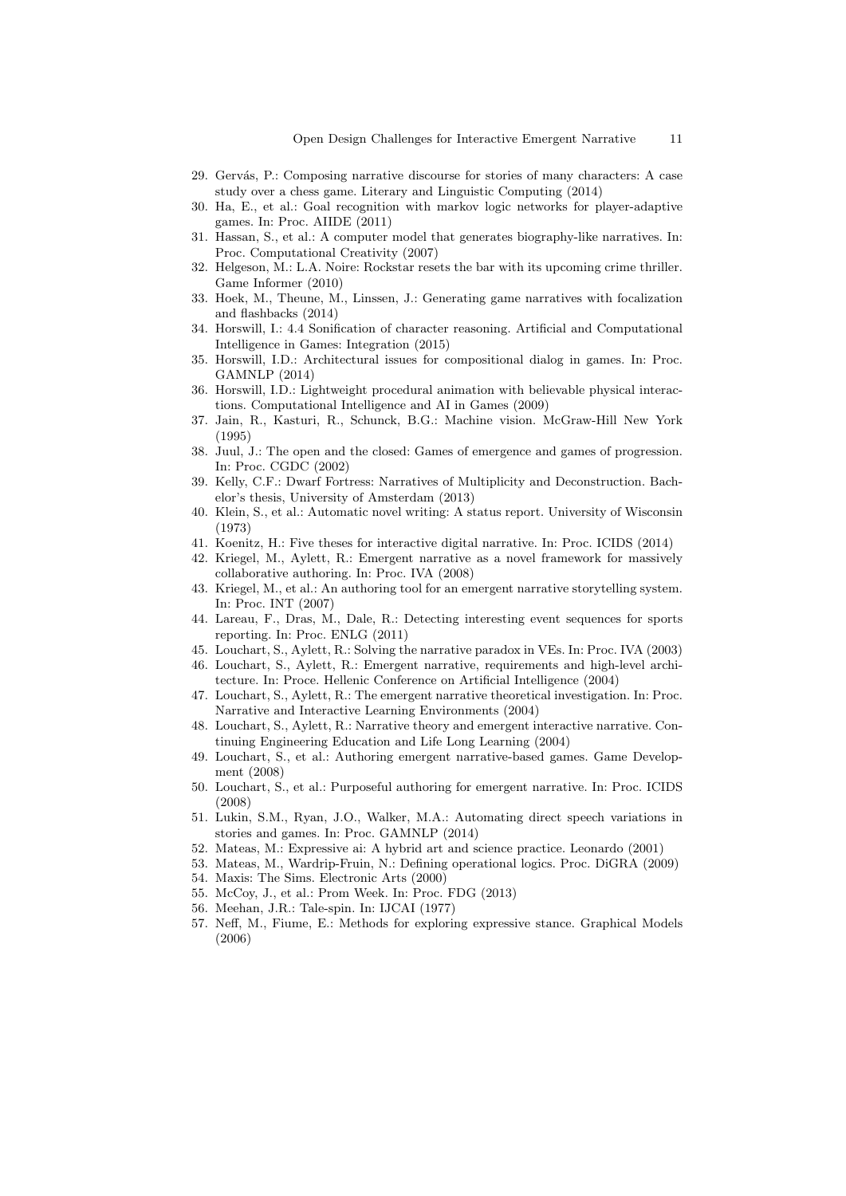29. Gervás, P.: Composing narrative discourse for stories of many characters: A case study over a chess game. Literary and Linguistic Computing (2014)
30. Ha, E., et al.: Goal recognition with markov logic networks for player-adaptive games. In: Proc. AIIDE (2011)
31. Hassan, S., et al.: A computer model that generates biography-like narratives. In: Proc. Computational Creativity (2007)
32. Helgeson, M.: L.A. Noire: Rockstar resets the bar with its upcoming crime thriller. Game Informer (2010)
33. Hoek, M., Theune, M., Linssen, J.: Generating game narratives with focalization and flashbacks (2014)
34. Horswill, I.: 4.4 Sonification of character reasoning. Artificial and Computational Intelligence in Games: Integration (2015)
35. Horswill, I.D.: Architectural issues for compositional dialog in games. In: Proc. GAMNLP (2014)
36. Horswill, I.D.: Lightweight procedural animation with believable physical interactions. Computational Intelligence and AI in Games (2009)
37. Jain, R., Kasturi, R., Schunck, B.G.: Machine vision. McGraw-Hill New York (1995)
38. Juul, J.: The open and the closed: Games of emergence and games of progression. In: Proc. CGDC (2002)
39. Kelly, C.F.: Dwarf Fortress: Narratives of Multiplicity and Deconstruction. Bachelor's thesis, University of Amsterdam (2013)
40. Klein, S., et al.: Automatic novel writing: A status report. University of Wisconsin (1973)
41. Koenitz, H.: Five theses for interactive digital narrative. In: Proc. ICIDS (2014)
42. Kriegel, M., Aylett, R.: Emergent narrative as a novel framework for massively collaborative authoring. In: Proc. IVA (2008)
43. Kriegel, M., et al.: An authoring tool for an emergent narrative storytelling system. In: Proc. INT (2007)
44. Lareau, F., Dras, M., Dale, R.: Detecting interesting event sequences for sports reporting. In: Proc. ENLG (2011)
45. Louchart, S., Aylett, R.: Solving the narrative paradox in VEs. In: Proc. IVA (2003)
46. Louchart, S., Aylett, R.: Emergent narrative, requirements and high-level architecture. In: Proce. Hellenic Conference on Artificial Intelligence (2004)
47. Louchart, S., Aylett, R.: The emergent narrative theoretical investigation. In: Proc. Narrative and Interactive Learning Environments (2004)
48. Louchart, S., Aylett, R.: Narrative theory and emergent interactive narrative. Continuing Engineering Education and Life Long Learning (2004)
49. Louchart, S., et al.: Authoring emergent narrative-based games. Game Development (2008)
50. Louchart, S., et al.: Purposeful authoring for emergent narrative. In: Proc. ICIDS (2008)
51. Lukin, S.M., Ryan, J.O., Walker, M.A.: Automating direct speech variations in stories and games. In: Proc. GAMNLP (2014)
52. Mateas, M.: Expressive ai: A hybrid art and science practice. Leonardo (2001)
53. Mateas, M., Wardrip-Fruin, N.: Defining operational logics. Proc. DiGRA (2009)
54. Maxis: The Sims. Electronic Arts (2000)
55. McCoy, J., et al.: Prom Week. In: Proc. FDG (2013)
56. Meehan, J.R.: Tale-spin. In: IJCAI (1977)
57. Neff, M., Fiume, E.: Methods for exploring expressive stance. Graphical Models (2006)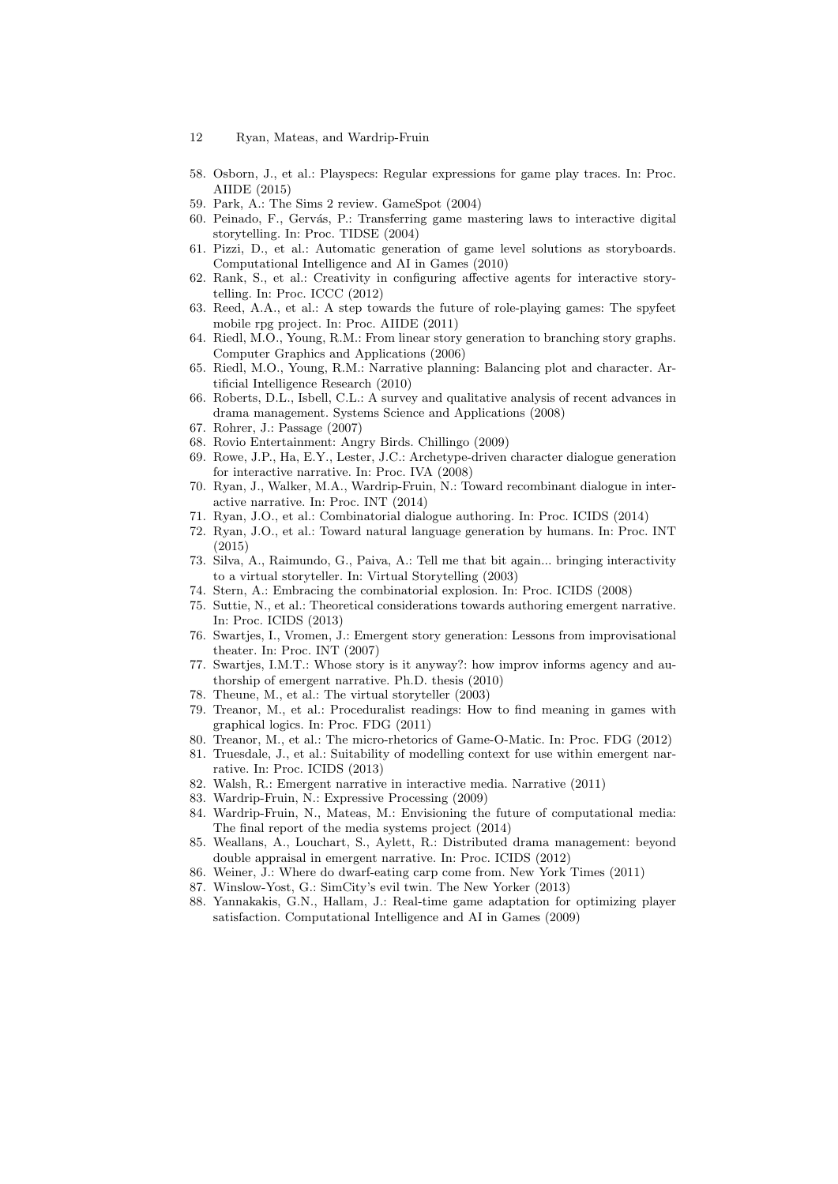58. Osborn, J., et al.: Playspecs: Regular expressions for game play traces. In: Proc. AIIDE (2015)
59. Park, A.: The Sims 2 review. GameSpot (2004)
60. Peinado, F., Gervás, P.: Transferring game mastering laws to interactive digital storytelling. In: Proc. TIDSE (2004)
61. Pizzi, D., et al.: Automatic generation of game level solutions as storyboards. Computational Intelligence and AI in Games (2010)
62. Rank, S., et al.: Creativity in configuring affective agents for interactive storytelling. In: Proc. ICCC (2012)
63. Reed, A.A., et al.: A step towards the future of role-playing games: The spyfeet mobile rpg project. In: Proc. AIIDE (2011)
64. Riedl, M.O., Young, R.M.: From linear story generation to branching story graphs. Computer Graphics and Applications (2006)
65. Riedl, M.O., Young, R.M.: Narrative planning: Balancing plot and character. Artificial Intelligence Research (2010)
66. Roberts, D.L., Isbell, C.L.: A survey and qualitative analysis of recent advances in drama management. Systems Science and Applications (2008)
67. Rohrer, J.: Passage (2007)
68. Rovio Entertainment: Angry Birds. Chillingo (2009)
69. Rowe, J.P., Ha, E.Y., Lester, J.C.: Archetype-driven character dialogue generation for interactive narrative. In: Proc. IVA (2008)
70. Ryan, J., Walker, M.A., Wardrip-Fruin, N.: Toward recombinant dialogue in interactive narrative. In: Proc. INT (2014)
71. Ryan, J.O., et al.: Combinatorial dialogue authoring. In: Proc. ICIDS (2014)
72. Ryan, J.O., et al.: Toward natural language generation by humans. In: Proc. INT (2015)
73. Silva, A., Raimundo, G., Paiva, A.: Tell me that bit again... bringing interactivity to a virtual storyteller. In: Virtual Storytelling (2003)
74. Stern, A.: Embracing the combinatorial explosion. In: Proc. ICIDS (2008)
75. Suttie, N., et al.: Theoretical considerations towards authoring emergent narrative. In: Proc. ICIDS (2013)
76. Swartjes, I., Vromen, J.: Emergent story generation: Lessons from improvisational theater. In: Proc. INT (2007)
77. Swartjes, I.M.T.: Whose story is it anyway?: how improv informs agency and authorship of emergent narrative. Ph.D. thesis (2010)
78. Theune, M., et al.: The virtual storyteller (2003)
79. Treanor, M., et al.: Proceduralist readings: How to find meaning in games with graphical logics. In: Proc. FDG (2011)
80. Treanor, M., et al.: The micro-rhetorics of Game-O-Matic. In: Proc. FDG (2012)
81. Truesdale, J., et al.: Suitability of modelling context for use within emergent narrative. In: Proc. ICIDS (2013)
82. Walsh, R.: Emergent narrative in interactive media. Narrative (2011)
83. Wardrip-Fruin, N.: Expressive Processing (2009)
84. Wardrip-Fruin, N., Mateas, M.: Envisioning the future of computational media: The final report of the media systems project (2014)
85. Weallans, A., Louchart, S., Aylett, R.: Distributed drama management: beyond double appraisal in emergent narrative. In: Proc. ICIDS (2012)
86. Weiner, J.: Where do dwarf-eating carp come from. New York Times (2011)
87. Winslow-Yost, G.: SimCity's evil twin. The New Yorker (2013)
88. Yannakakis, G.N., Hallam, J.: Real-time game adaptation for optimizing player satisfaction. Computational Intelligence and AI in Games (2009)